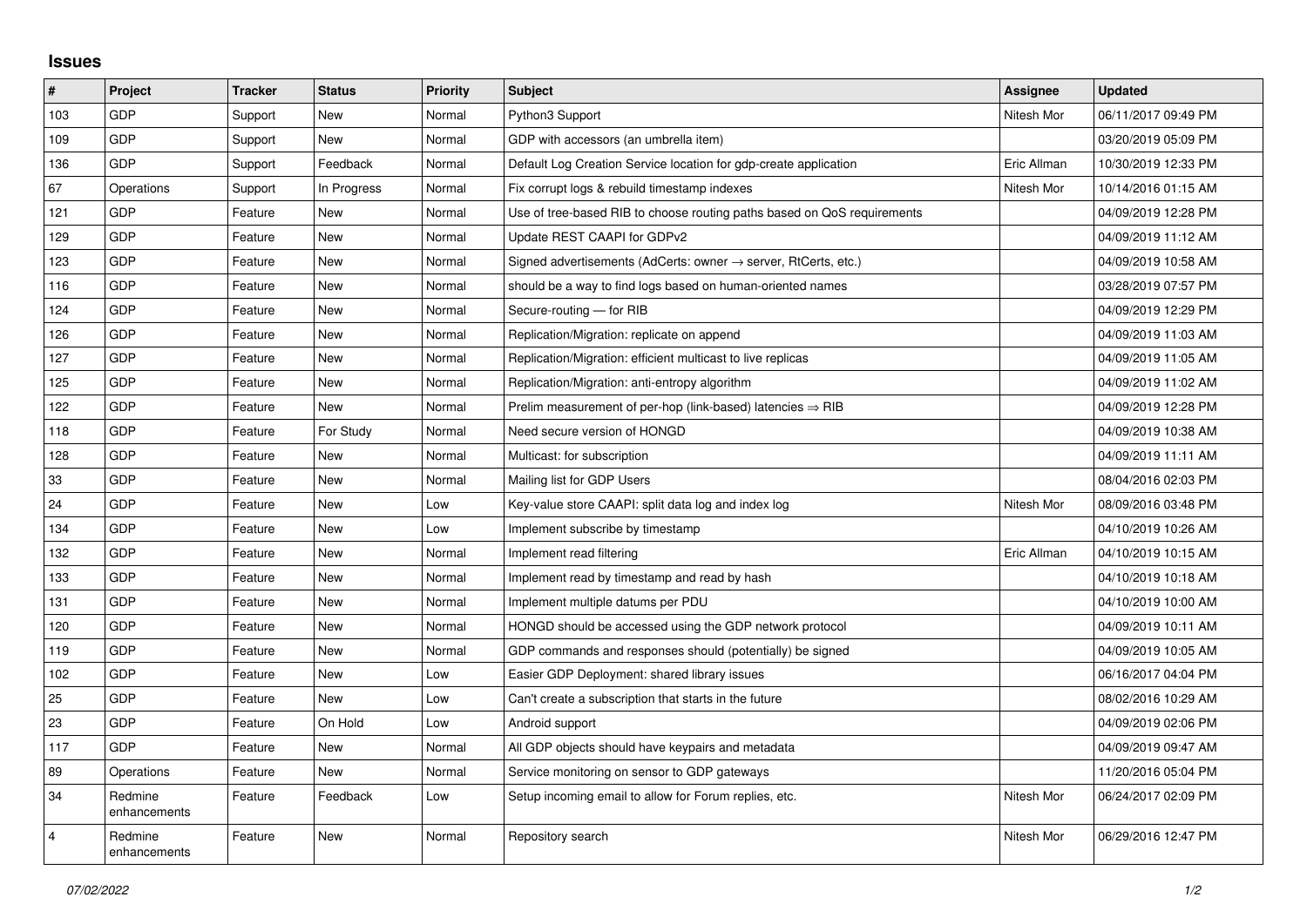## Issues

| # | Project | Tracker | Status | Priority | Subject | Assignee | Updated |
|---|---|---|---|---|---|---|---|
| 103 | GDP | Support | New | Normal | Python3 Support | Nitesh Mor | 06/11/2017 09:49 PM |
| 109 | GDP | Support | New | Normal | GDP with accessors (an umbrella item) | | 03/20/2019 05:09 PM |
| 136 | GDP | Support | Feedback | Normal | Default Log Creation Service location for gdp-create application | Eric Allman | 10/30/2019 12:33 PM |
| 67 | Operations | Support | In Progress | Normal | Fix corrupt logs & rebuild timestamp indexes | Nitesh Mor | 10/14/2016 01:15 AM |
| 121 | GDP | Feature | New | Normal | Use of tree-based RIB to choose routing paths based on QoS requirements | | 04/09/2019 12:28 PM |
| 129 | GDP | Feature | New | Normal | Update REST CAAPI for GDPv2 | | 04/09/2019 11:12 AM |
| 123 | GDP | Feature | New | Normal | Signed advertisements (AdCerts: owner → server, RtCerts, etc.) | | 04/09/2019 10:58 AM |
| 116 | GDP | Feature | New | Normal | should be a way to find logs based on human-oriented names | | 03/28/2019 07:57 PM |
| 124 | GDP | Feature | New | Normal | Secure-routing — for RIB | | 04/09/2019 12:29 PM |
| 126 | GDP | Feature | New | Normal | Replication/Migration: replicate on append | | 04/09/2019 11:03 AM |
| 127 | GDP | Feature | New | Normal | Replication/Migration: efficient multicast to live replicas | | 04/09/2019 11:05 AM |
| 125 | GDP | Feature | New | Normal | Replication/Migration: anti-entropy algorithm | | 04/09/2019 11:02 AM |
| 122 | GDP | Feature | New | Normal | Prelim measurement of per-hop (link-based) latencies ⇒ RIB | | 04/09/2019 12:28 PM |
| 118 | GDP | Feature | For Study | Normal | Need secure version of HONGD | | 04/09/2019 10:38 AM |
| 128 | GDP | Feature | New | Normal | Multicast: for subscription | | 04/09/2019 11:11 AM |
| 33 | GDP | Feature | New | Normal | Mailing list for GDP Users | | 08/04/2016 02:03 PM |
| 24 | GDP | Feature | New | Low | Key-value store CAAPI: split data log and index log | Nitesh Mor | 08/09/2016 03:48 PM |
| 134 | GDP | Feature | New | Low | Implement subscribe by timestamp | | 04/10/2019 10:26 AM |
| 132 | GDP | Feature | New | Normal | Implement read filtering | Eric Allman | 04/10/2019 10:15 AM |
| 133 | GDP | Feature | New | Normal | Implement read by timestamp and read by hash | | 04/10/2019 10:18 AM |
| 131 | GDP | Feature | New | Normal | Implement multiple datums per PDU | | 04/10/2019 10:00 AM |
| 120 | GDP | Feature | New | Normal | HONGD should be accessed using the GDP network protocol | | 04/09/2019 10:11 AM |
| 119 | GDP | Feature | New | Normal | GDP commands and responses should (potentially) be signed | | 04/09/2019 10:05 AM |
| 102 | GDP | Feature | New | Low | Easier GDP Deployment: shared library issues | | 06/16/2017 04:04 PM |
| 25 | GDP | Feature | New | Low | Can't create a subscription that starts in the future | | 08/02/2016 10:29 AM |
| 23 | GDP | Feature | On Hold | Low | Android support | | 04/09/2019 02:06 PM |
| 117 | GDP | Feature | New | Normal | All GDP objects should have keypairs and metadata | | 04/09/2019 09:47 AM |
| 89 | Operations | Feature | New | Normal | Service monitoring on sensor to GDP gateways | | 11/20/2016 05:04 PM |
| 34 | Redmine enhancements | Feature | Feedback | Low | Setup incoming email to allow for Forum replies, etc. | Nitesh Mor | 06/24/2017 02:09 PM |
| 4 | Redmine enhancements | Feature | New | Normal | Repository search | Nitesh Mor | 06/29/2016 12:47 PM |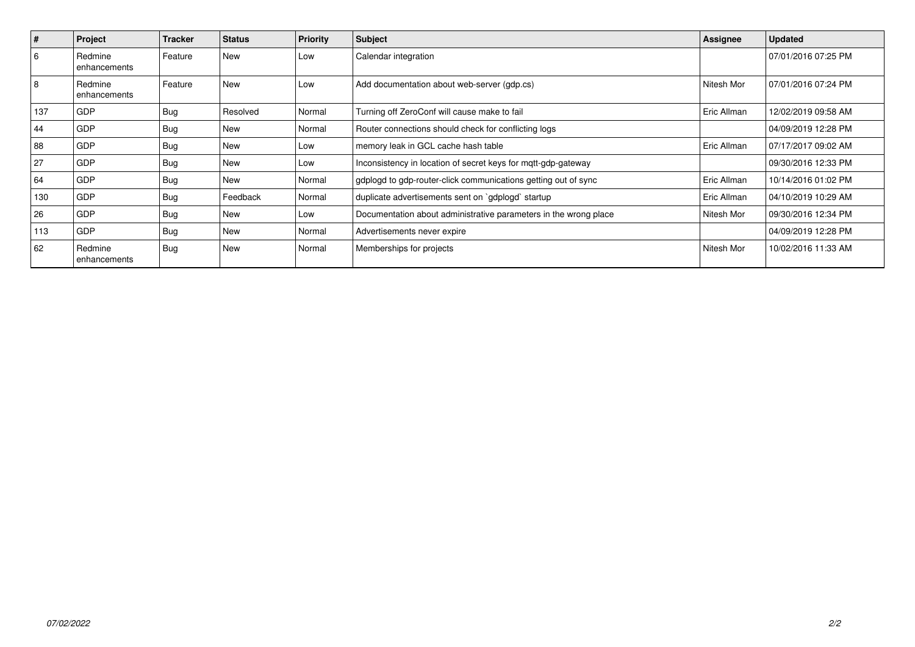| # | Project | Tracker | Status | Priority | Subject | Assignee | Updated |
|---|---|---|---|---|---|---|---|
| 6 | Redmine enhancements | Feature | New | Low | Calendar integration | | 07/01/2016 07:25 PM |
| 8 | Redmine enhancements | Feature | New | Low | Add documentation about web-server (gdp.cs) | Nitesh Mor | 07/01/2016 07:24 PM |
| 137 | GDP | Bug | Resolved | Normal | Turning off ZeroConf will cause make to fail | Eric Allman | 12/02/2019 09:58 AM |
| 44 | GDP | Bug | New | Normal | Router connections should check for conflicting logs | | 04/09/2019 12:28 PM |
| 88 | GDP | Bug | New | Low | memory leak in GCL cache hash table | Eric Allman | 07/17/2017 09:02 AM |
| 27 | GDP | Bug | New | Low | Inconsistency in location of secret keys for mqtt-gdp-gateway | | 09/30/2016 12:33 PM |
| 64 | GDP | Bug | New | Normal | gdplogd to gdp-router-click communications getting out of sync | Eric Allman | 10/14/2016 01:02 PM |
| 130 | GDP | Bug | Feedback | Normal | duplicate advertisements sent on `gdplogd` startup | Eric Allman | 04/10/2019 10:29 AM |
| 26 | GDP | Bug | New | Low | Documentation about administrative parameters in the wrong place | Nitesh Mor | 09/30/2016 12:34 PM |
| 113 | GDP | Bug | New | Normal | Advertisements never expire | | 04/09/2019 12:28 PM |
| 62 | Redmine enhancements | Bug | New | Normal | Memberships for projects | Nitesh Mor | 10/02/2016 11:33 AM |